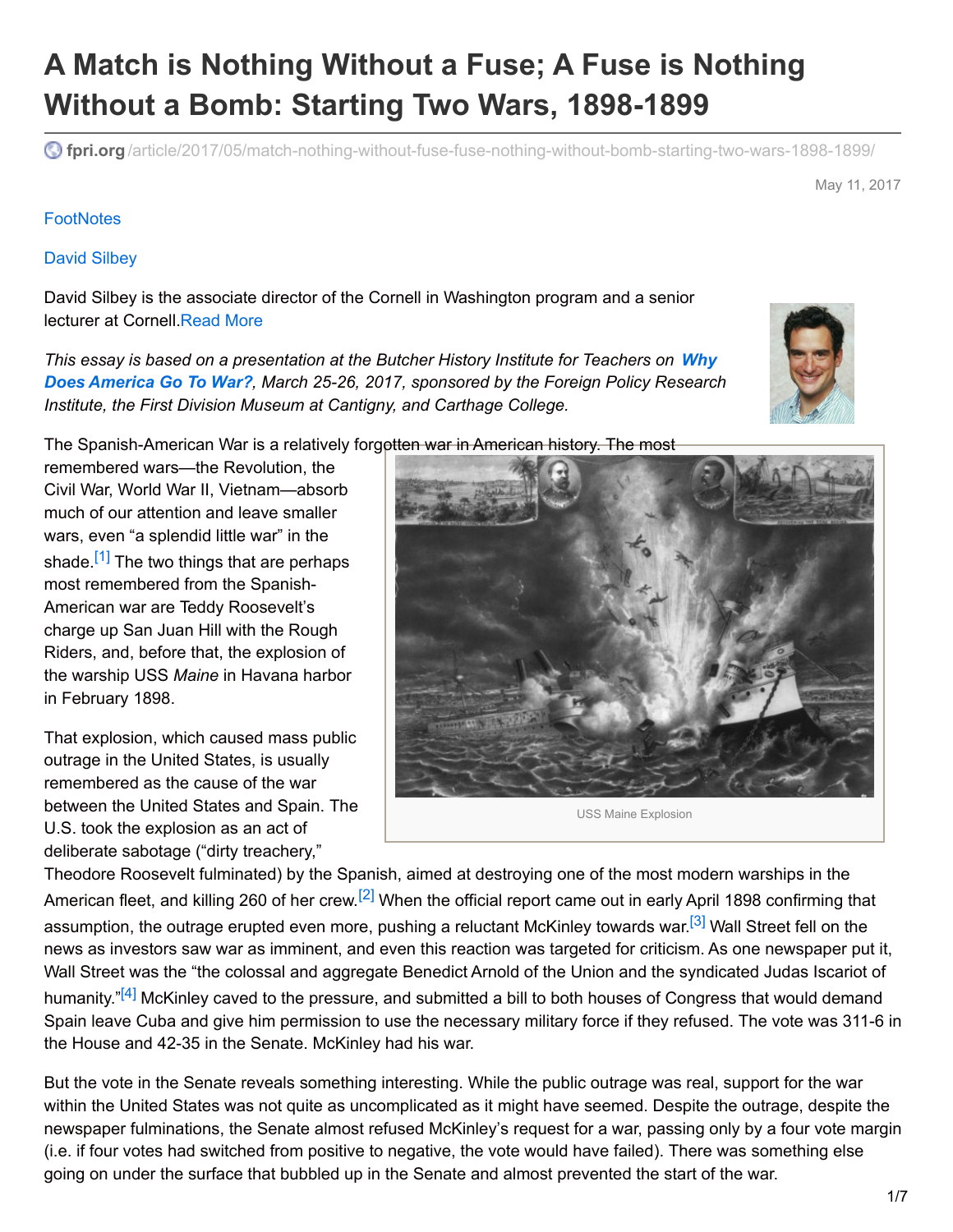# A Match is Nothing Without a Fuse; A Fuse is Nothing Without a Bomb: Starting Two Wars, 1898-1899

fpri.org/article/2017/05/match-nothing-without-fuse-fuse-nothing-without-bomb-starting-two-wars-1898-1899/

May 11, 2017

FootNotes

David Silbey

David Silbey is the associate director of the Cornell in Washington program and a senior lecturer at Cornell.Read More

*This essay is based on a presentation at the Butcher History Institute for Teachers on **Why Does America Go To War?**, March 25-26, 2017, sponsored by the Foreign Policy Research Institute, the First Division Museum at Cantigny, and Carthage College.*

The Spanish-American War is a relatively forgotten war in American history. The most remembered wars—the Revolution, the Civil War, World War II, Vietnam—absorb much of our attention and leave smaller wars, even "a splendid little war" in the shade.[1] The two things that are perhaps most remembered from the Spanish-American war are Teddy Roosevelt's charge up San Juan Hill with the Rough Riders, and, before that, the explosion of the warship USS *Maine* in Havana harbor in February 1898.

USS Maine Explosion

That explosion, which caused mass public outrage in the United States, is usually remembered as the cause of the war between the United States and Spain. The U.S. took the explosion as an act of deliberate sabotage ("dirty treachery," Theodore Roosevelt fulminated) by the Spanish, aimed at destroying one of the most modern warships in the American fleet, and killing 260 of her crew.[2] When the official report came out in early April 1898 confirming that assumption, the outrage erupted even more, pushing a reluctant McKinley towards war.[3] Wall Street fell on the news as investors saw war as imminent, and even this reaction was targeted for criticism. As one newspaper put it, Wall Street was the "the colossal and aggregate Benedict Arnold of the Union and the syndicated Judas Iscariot of humanity."[4] McKinley caved to the pressure, and submitted a bill to both houses of Congress that would demand Spain leave Cuba and give him permission to use the necessary military force if they refused. The vote was 311-6 in the House and 42-35 in the Senate. McKinley had his war.

But the vote in the Senate reveals something interesting. While the public outrage was real, support for the war within the United States was not quite as uncomplicated as it might have seemed. Despite the outrage, despite the newspaper fulminations, the Senate almost refused McKinley's request for a war, passing only by a four vote margin (i.e. if four votes had switched from positive to negative, the vote would have failed). There was something else going on under the surface that bubbled up in the Senate and almost prevented the start of the war.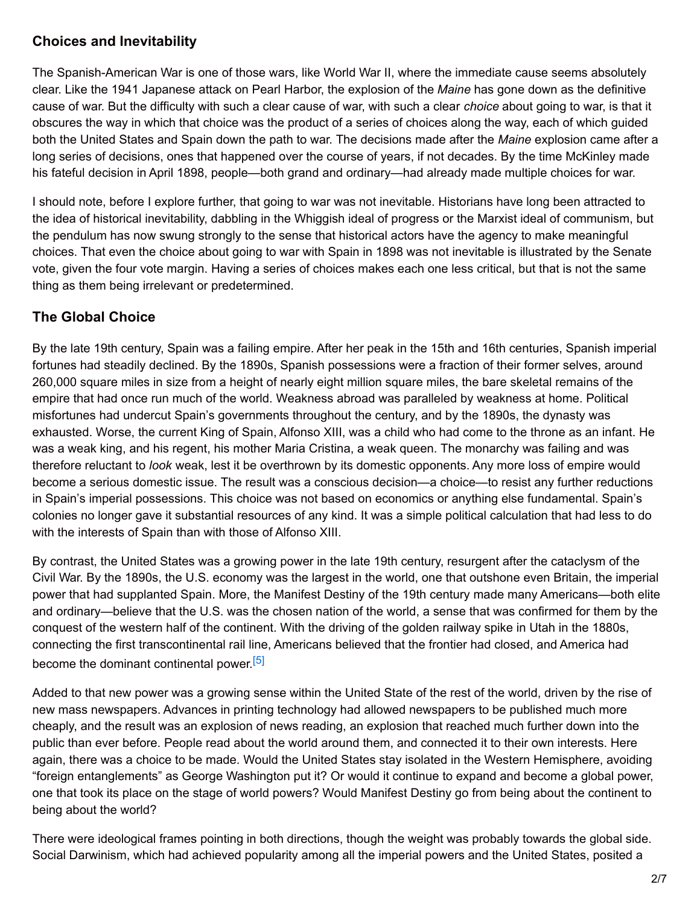## Choices and Inevitability

The Spanish-American War is one of those wars, like World War II, where the immediate cause seems absolutely clear. Like the 1941 Japanese attack on Pearl Harbor, the explosion of the *Maine* has gone down as the definitive cause of war. But the difficulty with such a clear cause of war, with such a clear *choice* about going to war, is that it obscures the way in which that choice was the product of a series of choices along the way, each of which guided both the United States and Spain down the path to war. The decisions made after the *Maine* explosion came after a long series of decisions, ones that happened over the course of years, if not decades. By the time McKinley made his fateful decision in April 1898, people—both grand and ordinary—had already made multiple choices for war.

I should note, before I explore further, that going to war was not inevitable. Historians have long been attracted to the idea of historical inevitability, dabbling in the Whiggish ideal of progress or the Marxist ideal of communism, but the pendulum has now swung strongly to the sense that historical actors have the agency to make meaningful choices. That even the choice about going to war with Spain in 1898 was not inevitable is illustrated by the Senate vote, given the four vote margin. Having a series of choices makes each one less critical, but that is not the same thing as them being irrelevant or predetermined.

## The Global Choice

By the late 19th century, Spain was a failing empire. After her peak in the 15th and 16th centuries, Spanish imperial fortunes had steadily declined. By the 1890s, Spanish possessions were a fraction of their former selves, around 260,000 square miles in size from a height of nearly eight million square miles, the bare skeletal remains of the empire that had once run much of the world. Weakness abroad was paralleled by weakness at home. Political misfortunes had undercut Spain's governments throughout the century, and by the 1890s, the dynasty was exhausted. Worse, the current King of Spain, Alfonso XIII, was a child who had come to the throne as an infant. He was a weak king, and his regent, his mother Maria Cristina, a weak queen. The monarchy was failing and was therefore reluctant to *look* weak, lest it be overthrown by its domestic opponents. Any more loss of empire would become a serious domestic issue. The result was a conscious decision—a choice—to resist any further reductions in Spain's imperial possessions. This choice was not based on economics or anything else fundamental. Spain's colonies no longer gave it substantial resources of any kind. It was a simple political calculation that had less to do with the interests of Spain than with those of Alfonso XIII.

By contrast, the United States was a growing power in the late 19th century, resurgent after the cataclysm of the Civil War. By the 1890s, the U.S. economy was the largest in the world, one that outshone even Britain, the imperial power that had supplanted Spain. More, the Manifest Destiny of the 19th century made many Americans—both elite and ordinary—believe that the U.S. was the chosen nation of the world, a sense that was confirmed for them by the conquest of the western half of the continent. With the driving of the golden railway spike in Utah in the 1880s, connecting the first transcontinental rail line, Americans believed that the frontier had closed, and America had become the dominant continental power.[5]

Added to that new power was a growing sense within the United State of the rest of the world, driven by the rise of new mass newspapers. Advances in printing technology had allowed newspapers to be published much more cheaply, and the result was an explosion of news reading, an explosion that reached much further down into the public than ever before. People read about the world around them, and connected it to their own interests. Here again, there was a choice to be made. Would the United States stay isolated in the Western Hemisphere, avoiding "foreign entanglements" as George Washington put it? Or would it continue to expand and become a global power, one that took its place on the stage of world powers? Would Manifest Destiny go from being about the continent to being about the world?

There were ideological frames pointing in both directions, though the weight was probably towards the global side. Social Darwinism, which had achieved popularity among all the imperial powers and the United States, posited a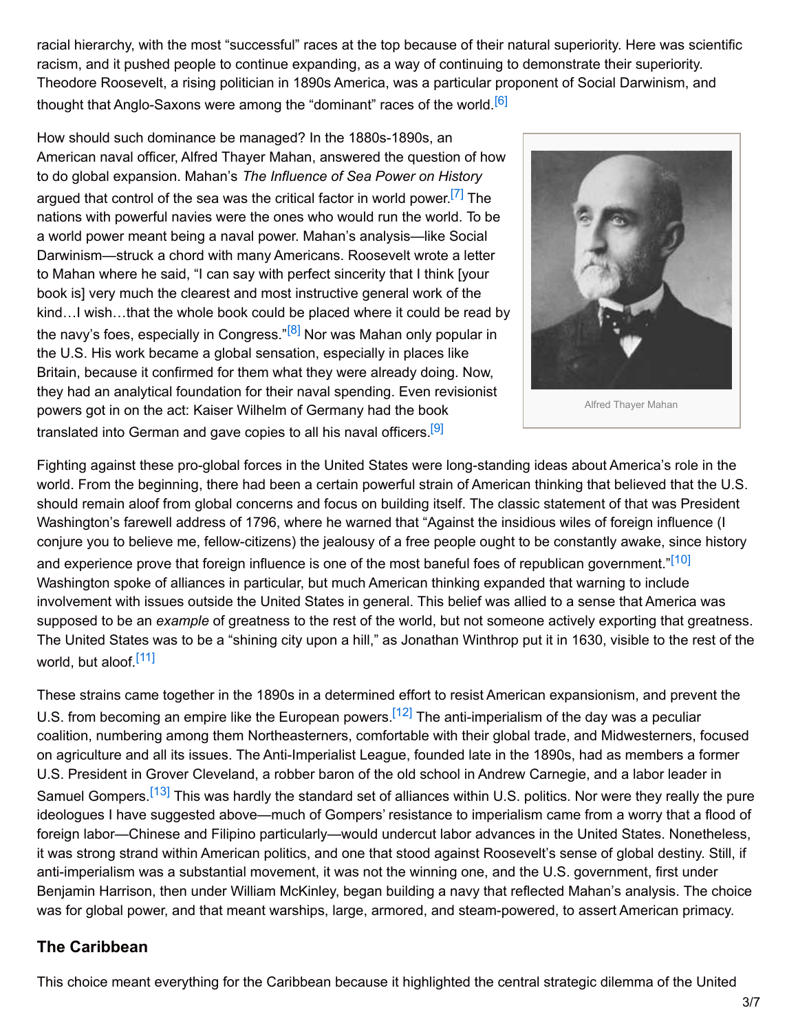racial hierarchy, with the most "successful" races at the top because of their natural superiority. Here was scientific racism, and it pushed people to continue expanding, as a way of continuing to demonstrate their superiority. Theodore Roosevelt, a rising politician in 1890s America, was a particular proponent of Social Darwinism, and thought that Anglo-Saxons were among the "dominant" races of the world.[6]

How should such dominance be managed? In the 1880s-1890s, an American naval officer, Alfred Thayer Mahan, answered the question of how to do global expansion. Mahan's *The Influence of Sea Power on History* argued that control of the sea was the critical factor in world power.[7] The nations with powerful navies were the ones who would run the world. To be a world power meant being a naval power. Mahan's analysis—like Social Darwinism—struck a chord with many Americans. Roosevelt wrote a letter to Mahan where he said, "I can say with perfect sincerity that I think [your book is] very much the clearest and most instructive general work of the kind…I wish…that the whole book could be placed where it could be read by the navy's foes, especially in Congress."[8] Nor was Mahan only popular in the U.S. His work became a global sensation, especially in places like Britain, because it confirmed for them what they were already doing. Now, they had an analytical foundation for their naval spending. Even revisionist powers got in on the act: Kaiser Wilhelm of Germany had the book translated into German and gave copies to all his naval officers.[9]

Alfred Thayer Mahan

Fighting against these pro-global forces in the United States were long-standing ideas about America's role in the world. From the beginning, there had been a certain powerful strain of American thinking that believed that the U.S. should remain aloof from global concerns and focus on building itself. The classic statement of that was President Washington's farewell address of 1796, where he warned that "Against the insidious wiles of foreign influence (I conjure you to believe me, fellow-citizens) the jealousy of a free people ought to be constantly awake, since history and experience prove that foreign influence is one of the most baneful foes of republican government."[10] Washington spoke of alliances in particular, but much American thinking expanded that warning to include involvement with issues outside the United States in general. This belief was allied to a sense that America was supposed to be an *example* of greatness to the rest of the world, but not someone actively exporting that greatness. The United States was to be a "shining city upon a hill," as Jonathan Winthrop put it in 1630, visible to the rest of the world, but aloof.[11]

These strains came together in the 1890s in a determined effort to resist American expansionism, and prevent the U.S. from becoming an empire like the European powers.[12] The anti-imperialism of the day was a peculiar coalition, numbering among them Northeasterners, comfortable with their global trade, and Midwesterners, focused on agriculture and all its issues. The Anti-Imperialist League, founded late in the 1890s, had as members a former U.S. President in Grover Cleveland, a robber baron of the old school in Andrew Carnegie, and a labor leader in Samuel Gompers.[13] This was hardly the standard set of alliances within U.S. politics. Nor were they really the pure ideologues I have suggested above—much of Gompers' resistance to imperialism came from a worry that a flood of foreign labor—Chinese and Filipino particularly—would undercut labor advances in the United States. Nonetheless, it was strong strand within American politics, and one that stood against Roosevelt's sense of global destiny. Still, if anti-imperialism was a substantial movement, it was not the winning one, and the U.S. government, first under Benjamin Harrison, then under William McKinley, began building a navy that reflected Mahan's analysis. The choice was for global power, and that meant warships, large, armored, and steam-powered, to assert American primacy.

## The Caribbean

This choice meant everything for the Caribbean because it highlighted the central strategic dilemma of the United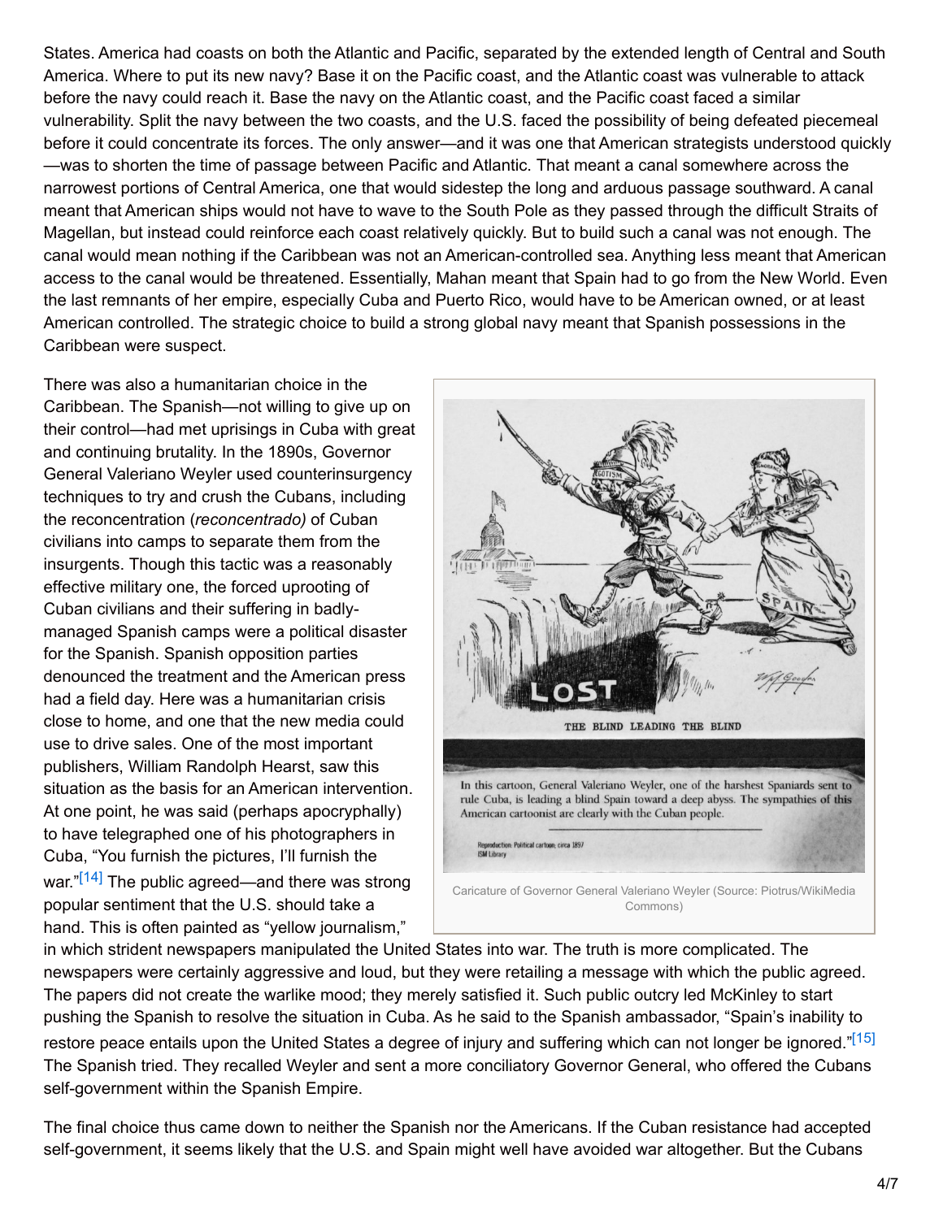States. America had coasts on both the Atlantic and Pacific, separated by the extended length of Central and South America. Where to put its new navy? Base it on the Pacific coast, and the Atlantic coast was vulnerable to attack before the navy could reach it. Base the navy on the Atlantic coast, and the Pacific coast faced a similar vulnerability. Split the navy between the two coasts, and the U.S. faced the possibility of being defeated piecemeal before it could concentrate its forces. The only answer—and it was one that American strategists understood quickly—was to shorten the time of passage between Pacific and Atlantic. That meant a canal somewhere across the narrowest portions of Central America, one that would sidestep the long and arduous passage southward. A canal meant that American ships would not have to wave to the South Pole as they passed through the difficult Straits of Magellan, but instead could reinforce each coast relatively quickly. But to build such a canal was not enough. The canal would mean nothing if the Caribbean was not an American-controlled sea. Anything less meant that American access to the canal would be threatened. Essentially, Mahan meant that Spain had to go from the New World. Even the last remnants of her empire, especially Cuba and Puerto Rico, would have to be American owned, or at least American controlled. The strategic choice to build a strong global navy meant that Spanish possessions in the Caribbean were suspect.

There was also a humanitarian choice in the Caribbean. The Spanish—not willing to give up on their control—had met uprisings in Cuba with great and continuing brutality. In the 1890s, Governor General Valeriano Weyler used counterinsurgency techniques to try and crush the Cubans, including the reconcentration (*reconcentrado)* of Cuban civilians into camps to separate them from the insurgents. Though this tactic was a reasonably effective military one, the forced uprooting of Cuban civilians and their suffering in badly-managed Spanish camps were a political disaster for the Spanish. Spanish opposition parties denounced the treatment and the American press had a field day. Here was a humanitarian crisis close to home, and one that the new media could use to drive sales. One of the most important publishers, William Randolph Hearst, saw this situation as the basis for an American intervention. At one point, he was said (perhaps apocryphally) to have telegraphed one of his photographers in Cuba, "You furnish the pictures, I'll furnish the war."[14] The public agreed—and there was strong popular sentiment that the U.S. should take a hand. This is often painted as "yellow journalism," in which strident newspapers manipulated the United States into war. The truth is more complicated. The newspapers were certainly aggressive and loud, but they were retailing a message with which the public agreed. The papers did not create the warlike mood; they merely satisfied it. Such public outcry led McKinley to start pushing the Spanish to resolve the situation in Cuba. As he said to the Spanish ambassador, "Spain's inability to restore peace entails upon the United States a degree of injury and suffering which can not longer be ignored."[15] The Spanish tried. They recalled Weyler and sent a more conciliatory Governor General, who offered the Cubans self-government within the Spanish Empire.

Caricature of Governor General Valeriano Weyler (Source: Piotrus/WikiMedia Commons)

The final choice thus came down to neither the Spanish nor the Americans. If the Cuban resistance had accepted self-government, it seems likely that the U.S. and Spain might well have avoided war altogether. But the Cubans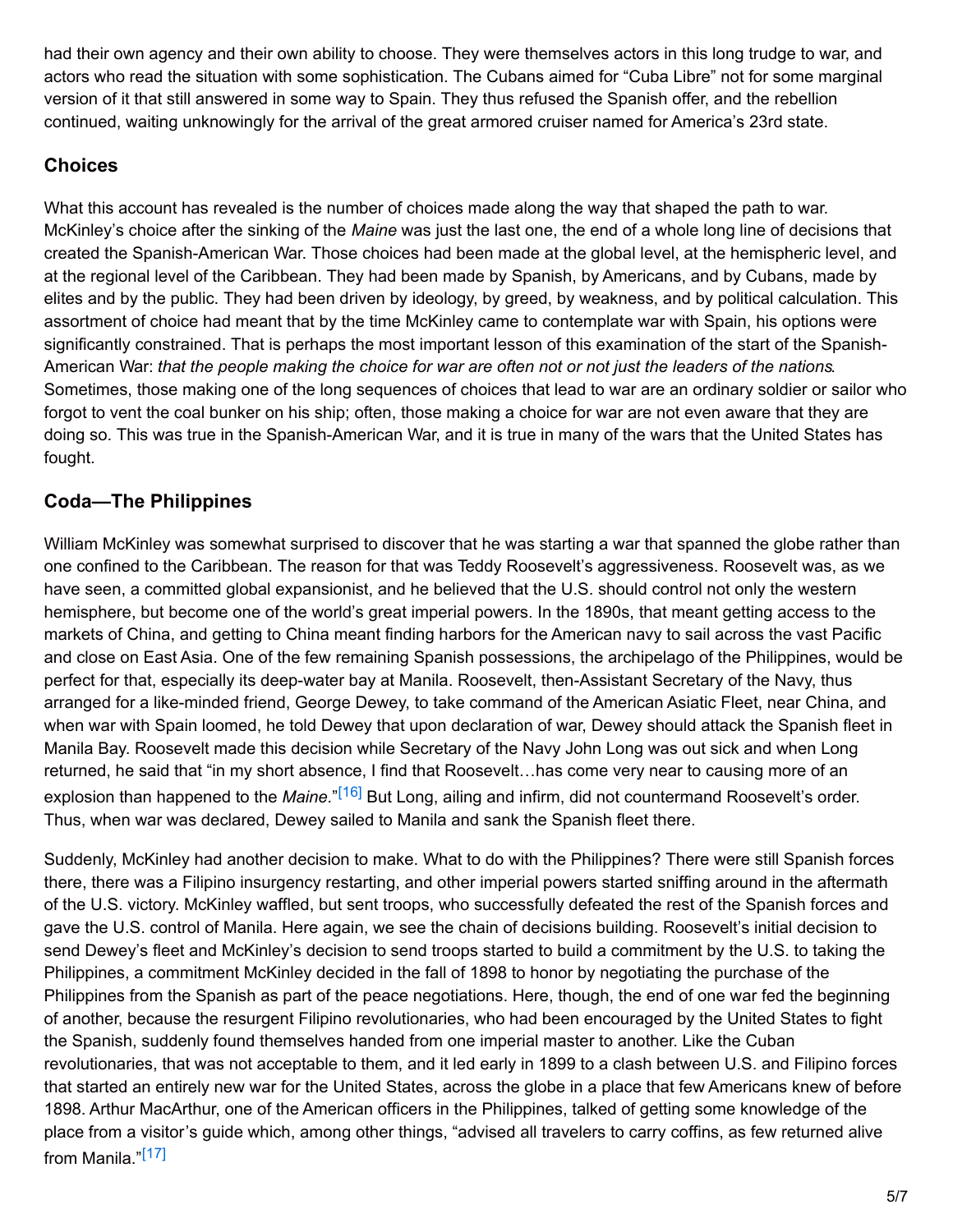had their own agency and their own ability to choose. They were themselves actors in this long trudge to war, and actors who read the situation with some sophistication. The Cubans aimed for "Cuba Libre" not for some marginal version of it that still answered in some way to Spain. They thus refused the Spanish offer, and the rebellion continued, waiting unknowingly for the arrival of the great armored cruiser named for America's 23rd state.

## Choices

What this account has revealed is the number of choices made along the way that shaped the path to war. McKinley's choice after the sinking of the *Maine* was just the last one, the end of a whole long line of decisions that created the Spanish-American War. Those choices had been made at the global level, at the hemispheric level, and at the regional level of the Caribbean. They had been made by Spanish, by Americans, and by Cubans, made by elites and by the public. They had been driven by ideology, by greed, by weakness, and by political calculation. This assortment of choice had meant that by the time McKinley came to contemplate war with Spain, his options were significantly constrained. That is perhaps the most important lesson of this examination of the start of the Spanish-American War: *that the people making the choice for war are often not or not just the leaders of the nations*. Sometimes, those making one of the long sequences of choices that lead to war are an ordinary soldier or sailor who forgot to vent the coal bunker on his ship; often, those making a choice for war are not even aware that they are doing so. This was true in the Spanish-American War, and it is true in many of the wars that the United States has fought.

## Coda—The Philippines

William McKinley was somewhat surprised to discover that he was starting a war that spanned the globe rather than one confined to the Caribbean. The reason for that was Teddy Roosevelt's aggressiveness. Roosevelt was, as we have seen, a committed global expansionist, and he believed that the U.S. should control not only the western hemisphere, but become one of the world's great imperial powers. In the 1890s, that meant getting access to the markets of China, and getting to China meant finding harbors for the American navy to sail across the vast Pacific and close on East Asia. One of the few remaining Spanish possessions, the archipelago of the Philippines, would be perfect for that, especially its deep-water bay at Manila. Roosevelt, then-Assistant Secretary of the Navy, thus arranged for a like-minded friend, George Dewey, to take command of the American Asiatic Fleet, near China, and when war with Spain loomed, he told Dewey that upon declaration of war, Dewey should attack the Spanish fleet in Manila Bay. Roosevelt made this decision while Secretary of the Navy John Long was out sick and when Long returned, he said that "in my short absence, I find that Roosevelt…has come very near to causing more of an explosion than happened to the *Maine*."[16] But Long, ailing and infirm, did not countermand Roosevelt's order. Thus, when war was declared, Dewey sailed to Manila and sank the Spanish fleet there.

Suddenly, McKinley had another decision to make. What to do with the Philippines? There were still Spanish forces there, there was a Filipino insurgency restarting, and other imperial powers started sniffing around in the aftermath of the U.S. victory. McKinley waffled, but sent troops, who successfully defeated the rest of the Spanish forces and gave the U.S. control of Manila. Here again, we see the chain of decisions building. Roosevelt's initial decision to send Dewey's fleet and McKinley's decision to send troops started to build a commitment by the U.S. to taking the Philippines, a commitment McKinley decided in the fall of 1898 to honor by negotiating the purchase of the Philippines from the Spanish as part of the peace negotiations. Here, though, the end of one war fed the beginning of another, because the resurgent Filipino revolutionaries, who had been encouraged by the United States to fight the Spanish, suddenly found themselves handed from one imperial master to another. Like the Cuban revolutionaries, that was not acceptable to them, and it led early in 1899 to a clash between U.S. and Filipino forces that started an entirely new war for the United States, across the globe in a place that few Americans knew of before 1898. Arthur MacArthur, one of the American officers in the Philippines, talked of getting some knowledge of the place from a visitor's guide which, among other things, "advised all travelers to carry coffins, as few returned alive from Manila."[17]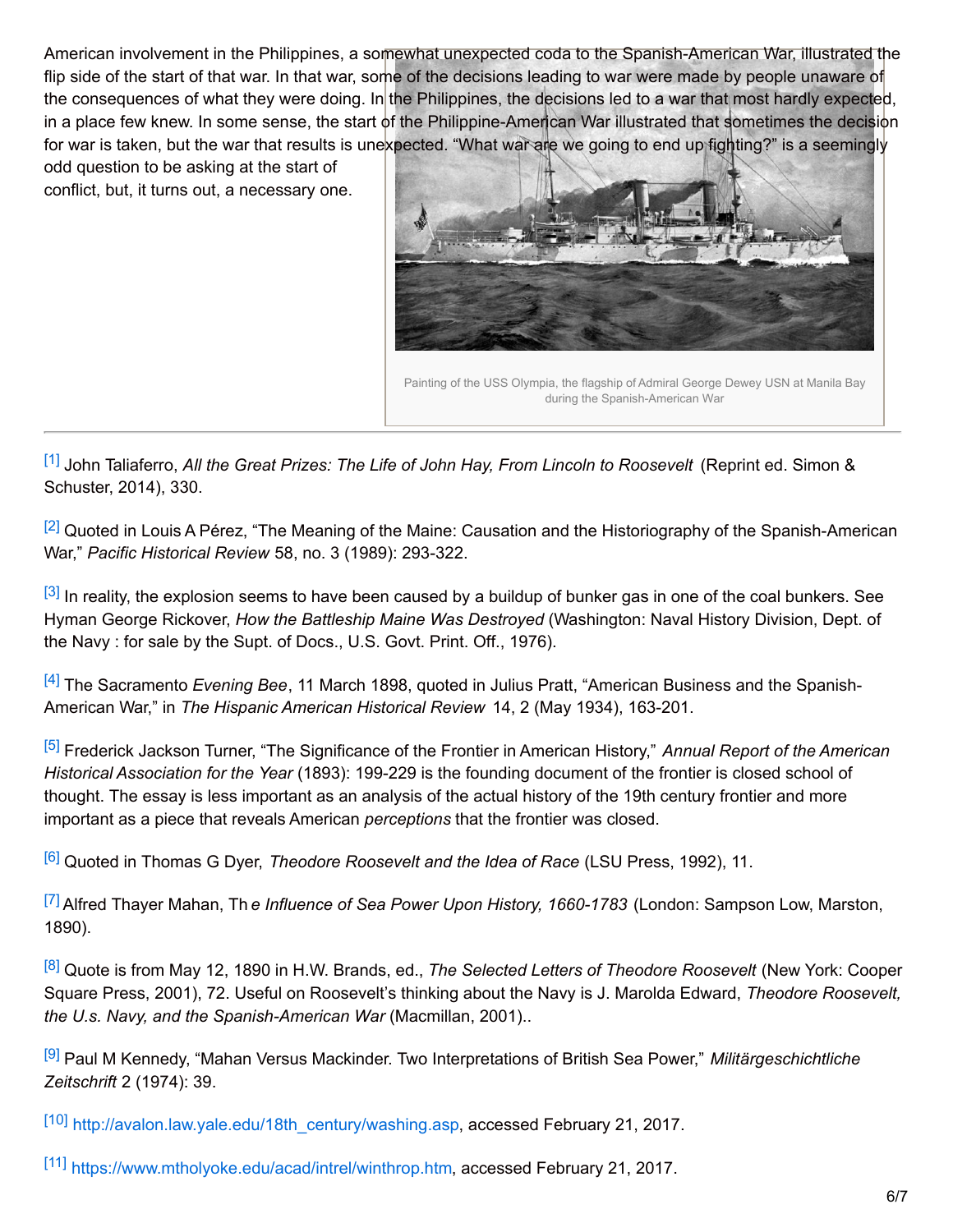American involvement in the Philippines, a somewhat unexpected coda to the Spanish-American War, illustrated the flip side of the start of that war. In that war, some of the decisions leading to war were made by people unaware of the consequences of what they were doing. In the Philippines, the decisions led to a war that most hardly expected, in a place few knew. In some sense, the start of the Philippine-American War illustrated that sometimes the decision for war is taken, but the war that results is unexpected. "What war are we going to end up fighting?" is a seemingly odd question to be asking at the start of conflict, but, it turns out, a necessary one.

Painting of the USS Olympia, the flagship of Admiral George Dewey USN at Manila Bay during the Spanish-American War

---

[1] John Taliaferro, *All the Great Prizes: The Life of John Hay, From Lincoln to Roosevelt* (Reprint ed. Simon & Schuster, 2014), 330.

[2] Quoted in Louis A Pérez, "The Meaning of the Maine: Causation and the Historiography of the Spanish-American War," *Pacific Historical Review* 58, no. 3 (1989): 293-322.

[3] In reality, the explosion seems to have been caused by a buildup of bunker gas in one of the coal bunkers. See Hyman George Rickover, *How the Battleship Maine Was Destroyed* (Washington: Naval History Division, Dept. of the Navy : for sale by the Supt. of Docs., U.S. Govt. Print. Off., 1976).

[4] The Sacramento *Evening Bee*, 11 March 1898, quoted in Julius Pratt, "American Business and the Spanish-American War," in *The Hispanic American Historical Review* 14, 2 (May 1934), 163-201.

[5] Frederick Jackson Turner, "The Significance of the Frontier in American History," *Annual Report of the American Historical Association for the Year* (1893): 199-229 is the founding document of the frontier is closed school of thought. The essay is less important as an analysis of the actual history of the 19th century frontier and more important as a piece that reveals American *perceptions* that the frontier was closed.

[6] Quoted in Thomas G Dyer, *Theodore Roosevelt and the Idea of Race* (LSU Press, 1992), 11.

[7] Alfred Thayer Mahan, Th*e Influence of Sea Power Upon History, 1660-1783* (London: Sampson Low, Marston, 1890).

[8] Quote is from May 12, 1890 in H.W. Brands, ed., *The Selected Letters of Theodore Roosevelt* (New York: Cooper Square Press, 2001), 72. Useful on Roosevelt's thinking about the Navy is J. Marolda Edward, *Theodore Roosevelt, the U.s. Navy, and the Spanish-American War* (Macmillan, 2001)..

[9] Paul M Kennedy, "Mahan Versus Mackinder. Two Interpretations of British Sea Power," *Militärgeschichtliche Zeitschrift* 2 (1974): 39.

[10] http://avalon.law.yale.edu/18th_century/washing.asp, accessed February 21, 2017.

[11] https://www.mtholyoke.edu/acad/intrel/winthrop.htm, accessed February 21, 2017.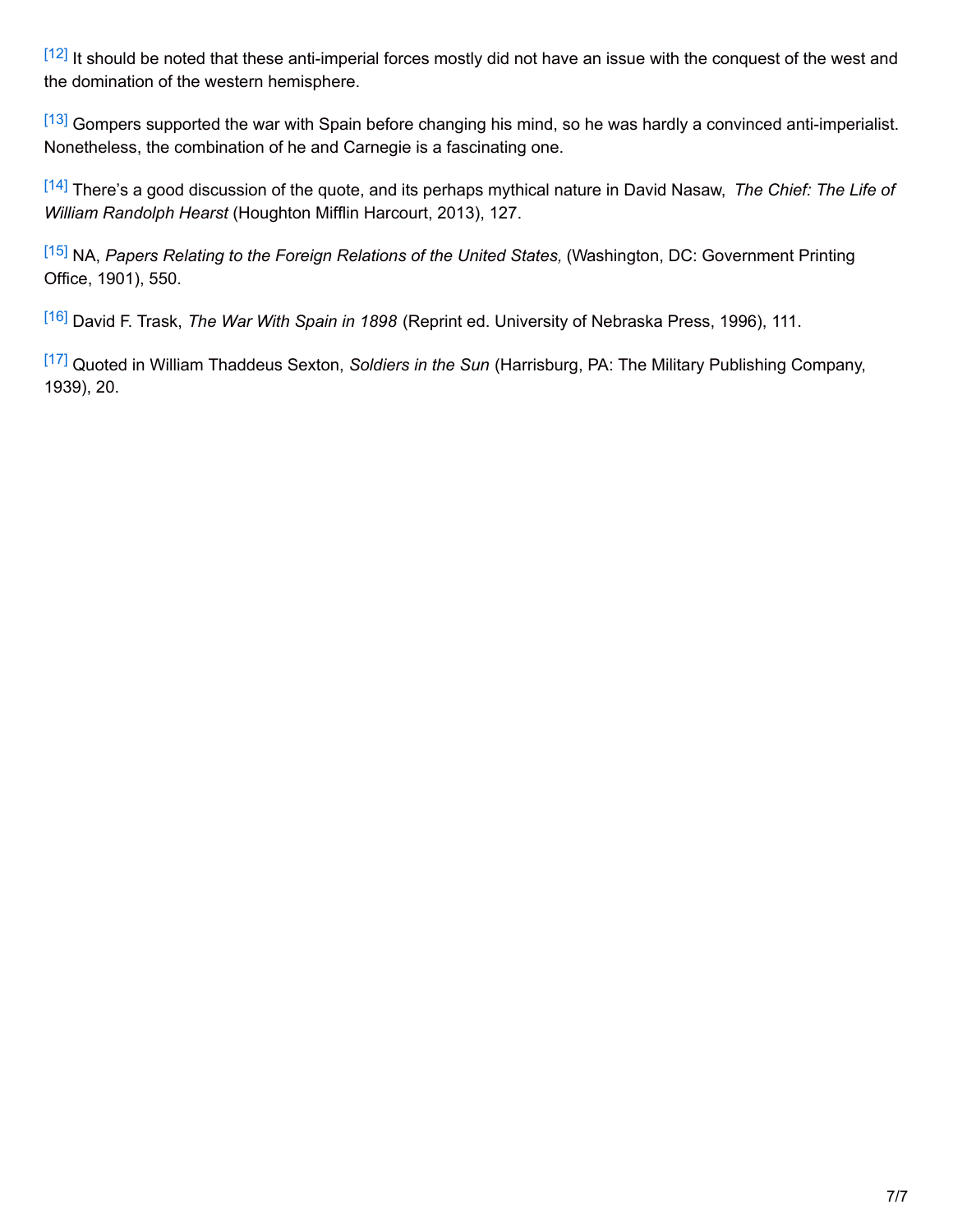[12] It should be noted that these anti-imperial forces mostly did not have an issue with the conquest of the west and the domination of the western hemisphere.

[13] Gompers supported the war with Spain before changing his mind, so he was hardly a convinced anti-imperialist. Nonetheless, the combination of he and Carnegie is a fascinating one.

[14] There's a good discussion of the quote, and its perhaps mythical nature in David Nasaw, *The Chief: The Life of William Randolph Hearst* (Houghton Mifflin Harcourt, 2013), 127.

[15] NA, *Papers Relating to the Foreign Relations of the United States,* (Washington, DC: Government Printing Office, 1901), 550.

[16] David F. Trask, *The War With Spain in 1898* (Reprint ed. University of Nebraska Press, 1996), 111.

[17] Quoted in William Thaddeus Sexton, *Soldiers in the Sun* (Harrisburg, PA: The Military Publishing Company, 1939), 20.